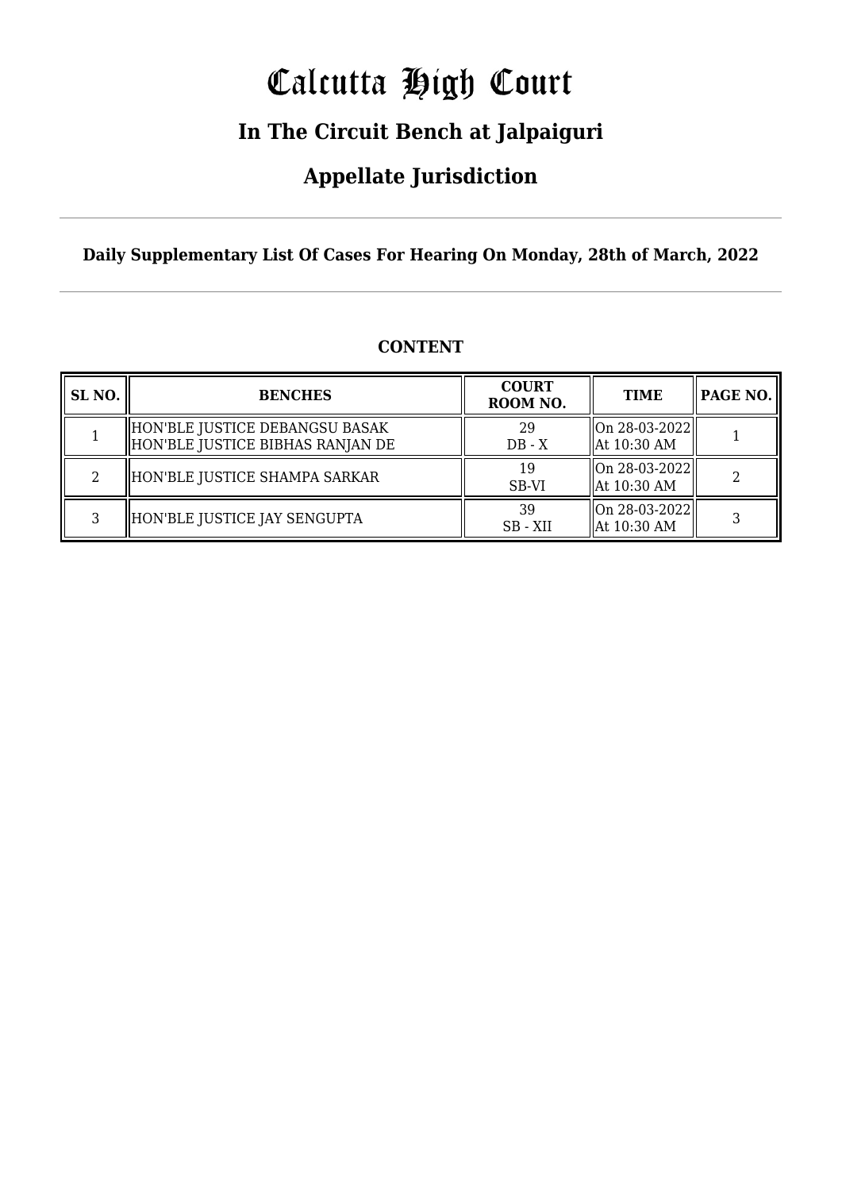# Calcutta High Court

## In The Circuit Bench at Jalpaiguri

## Appellate Jurisdiction

**Daily Supplementary List Of Cases For Hearing On Monday, 28th of March, 2022**

**CONTENT**

| SL NO. | BENCHES | COURT ROOM NO. | TIME | PAGE NO. |
|---|---|---|---|---|
| 1 | HON'BLE JUSTICE DEBANGSU BASAK<br>HON'BLE JUSTICE BIBHAS RANJAN DE | 29<br>DB - X | On 28-03-2022<br>At 10:30 AM | 1 |
| 2 | HON'BLE JUSTICE SHAMPA SARKAR | 19<br>SB-VI | On 28-03-2022<br>At 10:30 AM | 2 |
| 3 | HON'BLE JUSTICE JAY SENGUPTA | 39<br>SB - XII | On 28-03-2022<br>At 10:30 AM | 3 |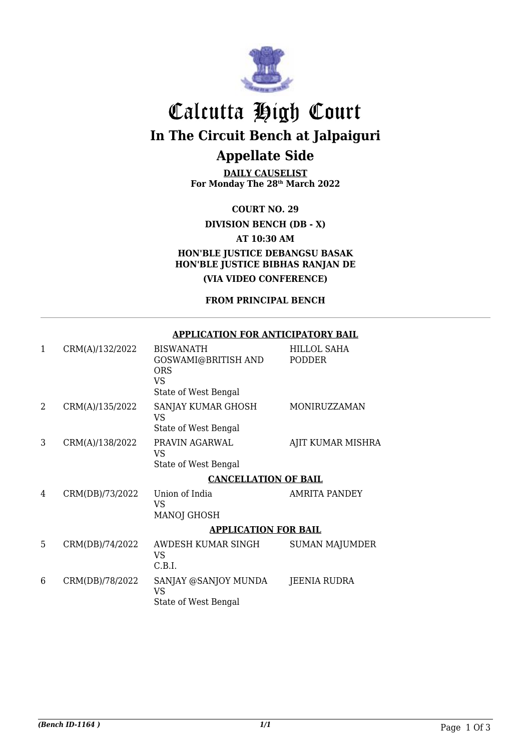# Calcutta High Court

## In The Circuit Bench at Jalpaiguri

## Appellate Side

**DAILY CAUSELIST**
**For Monday The 28th March 2022**

**COURT NO. 29**

**DIVISION BENCH (DB - X)**

**AT 10:30 AM**

**HON'BLE JUSTICE DEBANGSU BASAK**
**HON'BLE JUSTICE BIBHAS RANJAN DE**

**(VIA VIDEO CONFERENCE)**

**FROM PRINCIPAL BENCH**

---

**APPLICATION FOR ANTICIPATORY BAIL**

| | | | |
|---|---|---|---|
| 1 | CRM(A)/132/2022 | BISWANATH GOSWAMI@BRITISH AND ORS<br>VS<br>State of West Bengal | HILLOL SAHA PODDER |
| 2 | CRM(A)/135/2022 | SANJAY KUMAR GHOSH<br>VS<br>State of West Bengal | MONIRUZZAMAN |
| 3 | CRM(A)/138/2022 | PRAVIN AGARWAL<br>VS<br>State of West Bengal | AJIT KUMAR MISHRA |

**CANCELLATION OF BAIL**

| | | | |
|---|---|---|---|
| 4 | CRM(DB)/73/2022 | Union of India<br>VS<br>MANOJ GHOSH | AMRITA PANDEY |

**APPLICATION FOR BAIL**

| | | | |
|---|---|---|---|
| 5 | CRM(DB)/74/2022 | AWDESH KUMAR SINGH<br>VS<br>C.B.I. | SUMAN MAJUMDER |
| 6 | CRM(DB)/78/2022 | SANJAY @SANJOY MUNDA<br>VS<br>State of West Bengal | JEENIA RUDRA |

*(Bench ID-1164 )* 1/1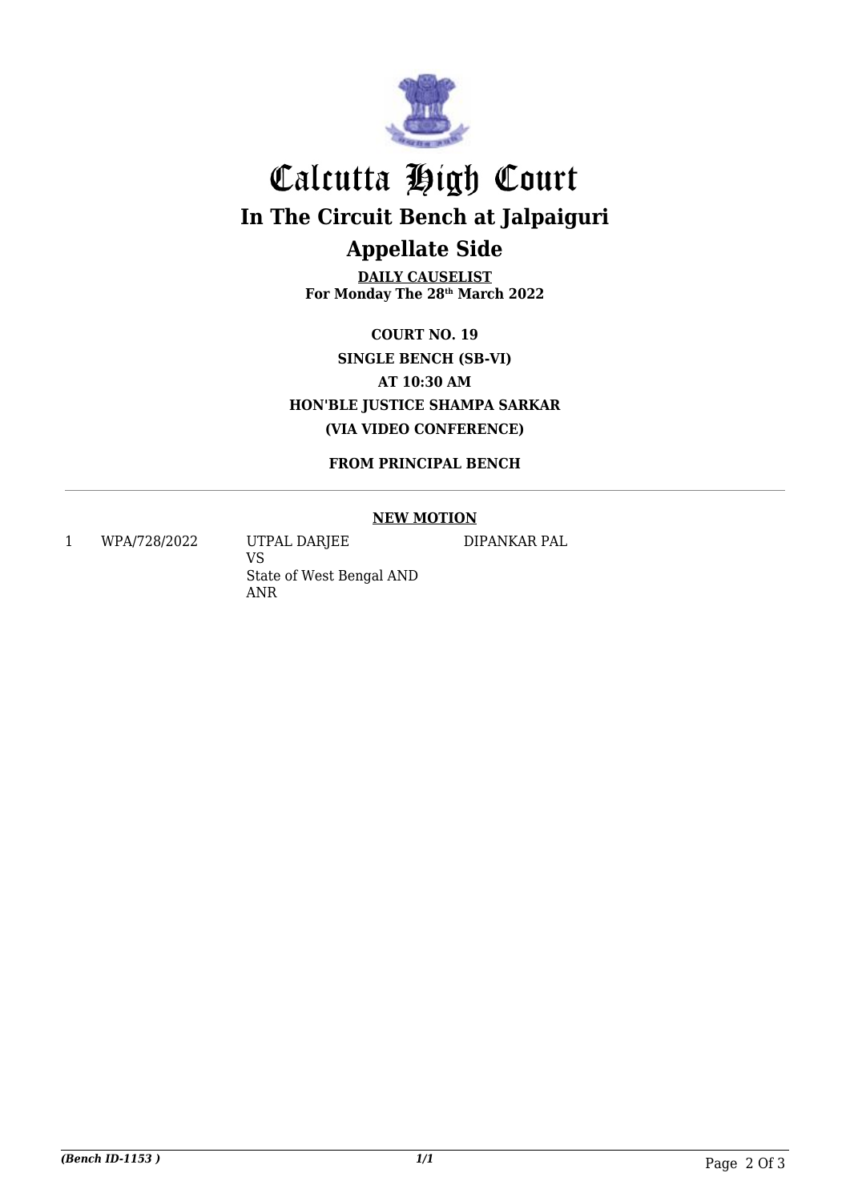# Calcutta High Court

## In The Circuit Bench at Jalpaiguri

## Appellate Side

**DAILY CAUSELIST**
**For Monday The 28th March 2022**

**COURT NO. 19**
**SINGLE BENCH (SB-VI)**
**AT 10:30 AM**
**HON'BLE JUSTICE SHAMPA SARKAR**
**(VIA VIDEO CONFERENCE)**

**FROM PRINCIPAL BENCH**

**NEW MOTION**

| | | | |
|---|---|---|---|
| 1 | WPA/728/2022 | UTPAL DARJEE<br>VS<br>State of West Bengal AND ANR | DIPANKAR PAL |

*(Bench ID-1153 )* *1/1*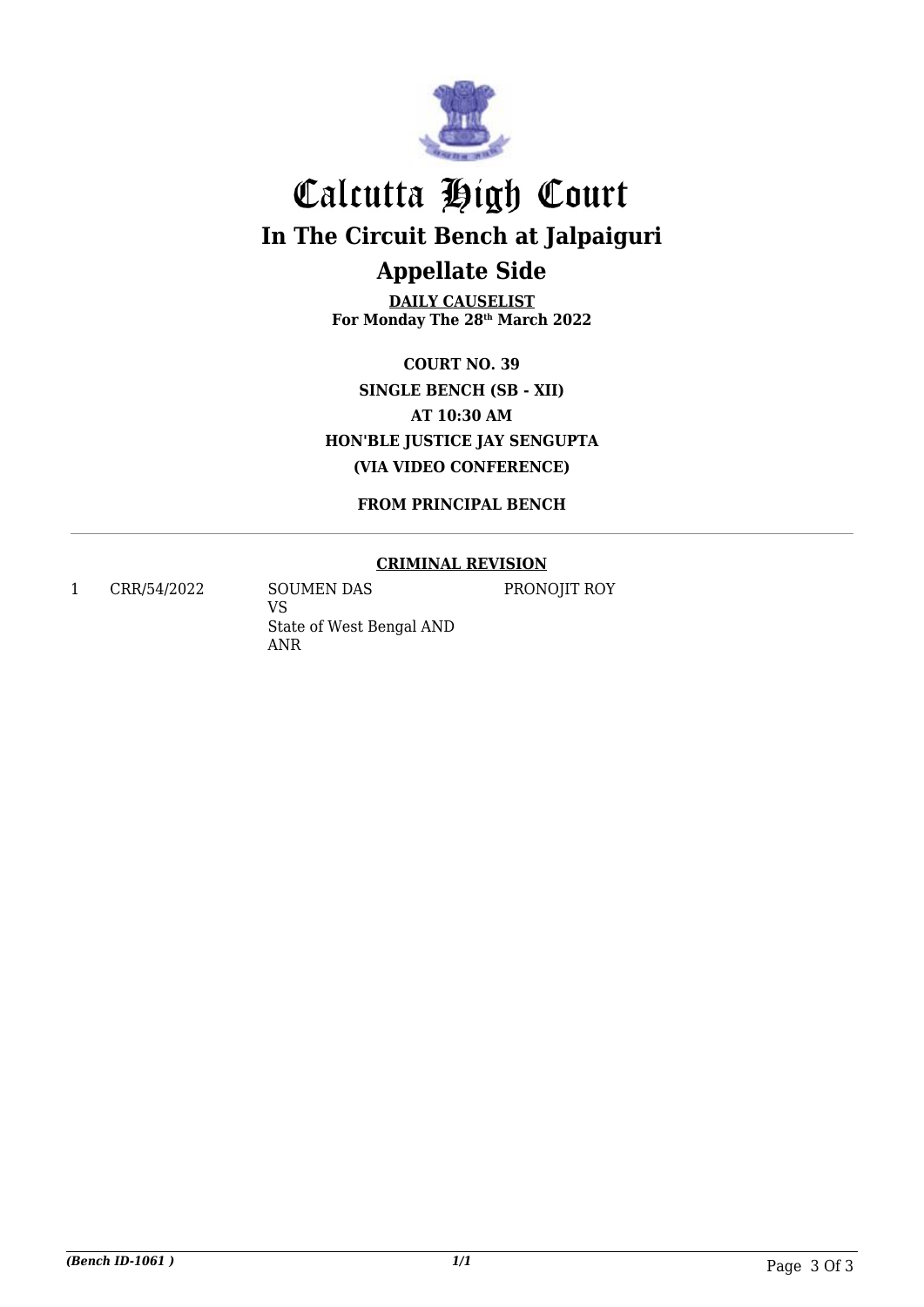# Calcutta High Court

## In The Circuit Bench at Jalpaiguri

## Appellate Side

**DAILY CAUSELIST**
**For Monday The 28th March 2022**

**COURT NO. 39**
**SINGLE BENCH (SB - XII)**
**AT 10:30 AM**
**HON'BLE JUSTICE JAY SENGUPTA**
**(VIA VIDEO CONFERENCE)**

**FROM PRINCIPAL BENCH**

---

**CRIMINAL REVISION**

| | | | |
|---|---|---|---|
| 1 | CRR/54/2022 | SOUMEN DAS<br>VS<br>State of West Bengal AND ANR | PRONOJIT ROY |

*(Bench ID-1061 )*